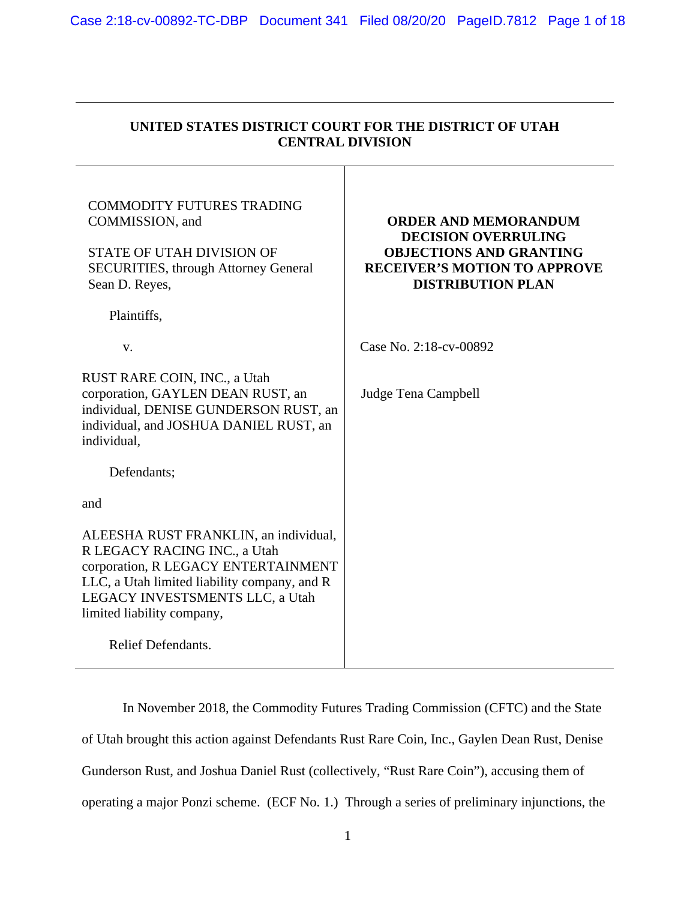**UNITED STATES DISTRICT COURT FOR THE DISTRICT OF UTAH CENTRAL DIVISION**

COMMODITY FUTURES TRADING COMMISSION, and

STATE OF UTAH DIVISION OF SECURITIES, through Attorney General Sean D. Reyes,

Plaintiffs,

v.

RUST RARE COIN, INC., a Utah corporation, GAYLEN DEAN RUST, an individual, DENISE GUNDERSON RUST, an individual, and JOSHUA DANIEL RUST, an individual,

Defendants;

and

ALEESHA RUST FRANKLIN, an individual, R LEGACY RACING INC., a Utah corporation, R LEGACY ENTERTAINMENT LLC, a Utah limited liability company, and R LEGACY INVESTSMENTS LLC, a Utah limited liability company,

Relief Defendants.

**ORDER AND MEMORANDUM DECISION OVERRULING OBJECTIONS AND GRANTING RECEIVER'S MOTION TO APPROVE DISTRIBUTION PLAN**

Case No. 2:18-cv-00892

Judge Tena Campbell

In November 2018, the Commodity Futures Trading Commission (CFTC) and the State of Utah brought this action against Defendants Rust Rare Coin, Inc., Gaylen Dean Rust, Denise Gunderson Rust, and Joshua Daniel Rust (collectively, "Rust Rare Coin"), accusing them of operating a major Ponzi scheme. (ECF No. 1.) Through a series of preliminary injunctions, the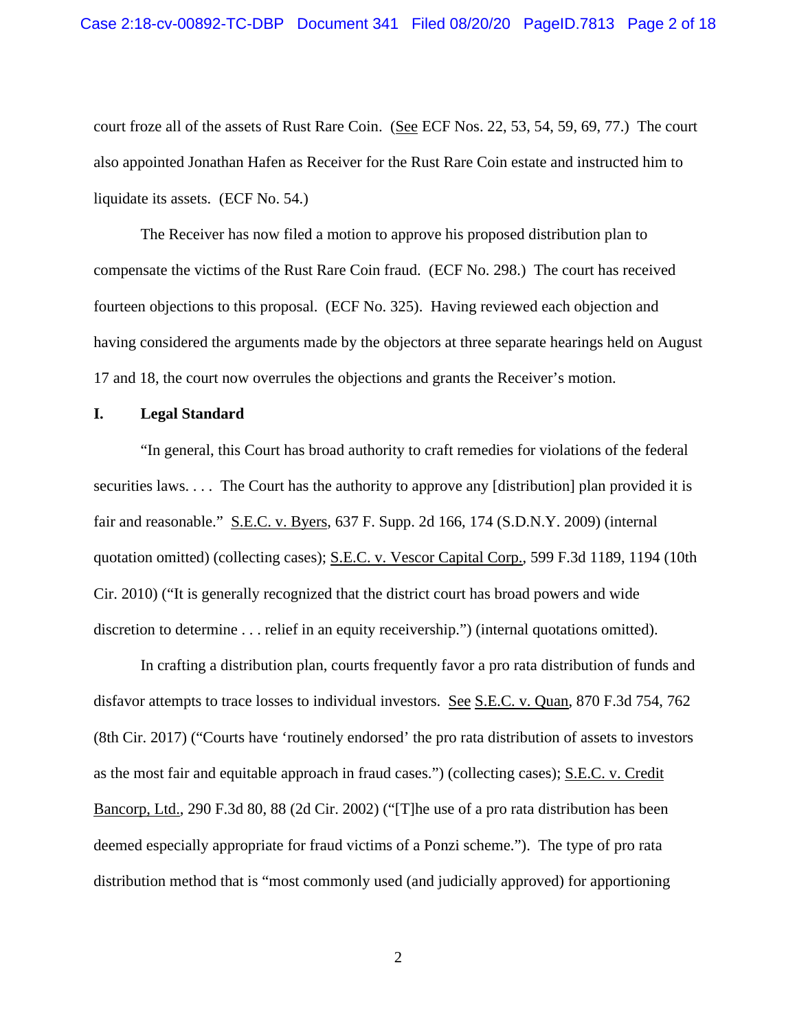court froze all of the assets of Rust Rare Coin. (See ECF Nos. 22, 53, 54, 59, 69, 77.) The court also appointed Jonathan Hafen as Receiver for the Rust Rare Coin estate and instructed him to liquidate its assets. (ECF No. 54.)

The Receiver has now filed a motion to approve his proposed distribution plan to compensate the victims of the Rust Rare Coin fraud. (ECF No. 298.) The court has received fourteen objections to this proposal. (ECF No. 325). Having reviewed each objection and having considered the arguments made by the objectors at three separate hearings held on August 17 and 18, the court now overrules the objections and grants the Receiver's motion.

## I. Legal Standard

"In general, this Court has broad authority to craft remedies for violations of the federal securities laws. . . . The Court has the authority to approve any [distribution] plan provided it is fair and reasonable." S.E.C. v. Byers, 637 F. Supp. 2d 166, 174 (S.D.N.Y. 2009) (internal quotation omitted) (collecting cases); S.E.C. v. Vescor Capital Corp., 599 F.3d 1189, 1194 (10th Cir. 2010) ("It is generally recognized that the district court has broad powers and wide discretion to determine . . . relief in an equity receivership.") (internal quotations omitted).

In crafting a distribution plan, courts frequently favor a pro rata distribution of funds and disfavor attempts to trace losses to individual investors. See S.E.C. v. Quan, 870 F.3d 754, 762 (8th Cir. 2017) ("Courts have 'routinely endorsed' the pro rata distribution of assets to investors as the most fair and equitable approach in fraud cases.") (collecting cases); S.E.C. v. Credit Bancorp, Ltd., 290 F.3d 80, 88 (2d Cir. 2002) ("[T]he use of a pro rata distribution has been deemed especially appropriate for fraud victims of a Ponzi scheme."). The type of pro rata distribution method that is "most commonly used (and judicially approved) for apportioning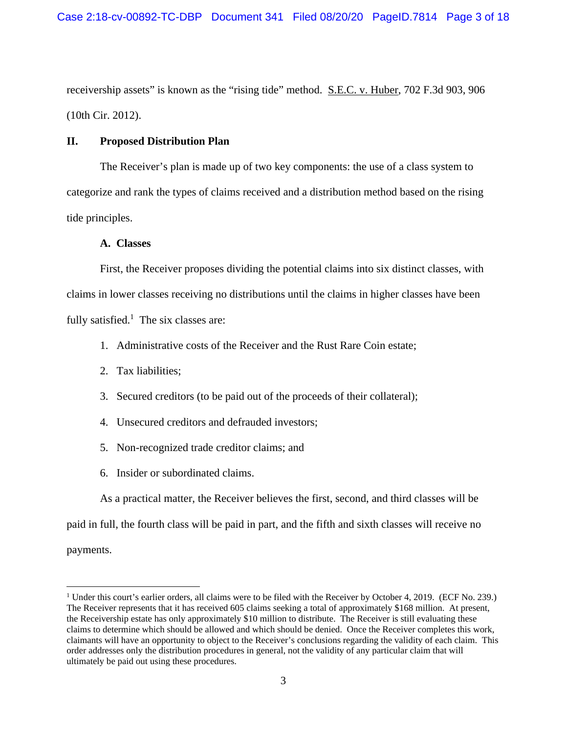receivership assets" is known as the "rising tide" method. S.E.C. v. Huber, 702 F.3d 903, 906 (10th Cir. 2012).

## II. Proposed Distribution Plan

The Receiver's plan is made up of two key components: the use of a class system to categorize and rank the types of claims received and a distribution method based on the rising tide principles.

### A. Classes

First, the Receiver proposes dividing the potential claims into six distinct classes, with claims in lower classes receiving no distributions until the claims in higher classes have been fully satisfied.[1] The six classes are:

1. Administrative costs of the Receiver and the Rust Rare Coin estate;
2. Tax liabilities;
3. Secured creditors (to be paid out of the proceeds of their collateral);
4. Unsecured creditors and defrauded investors;
5. Non-recognized trade creditor claims; and
6. Insider or subordinated claims.

As a practical matter, the Receiver believes the first, second, and third classes will be paid in full, the fourth class will be paid in part, and the fifth and sixth classes will receive no payments.

---

[1] Under this court's earlier orders, all claims were to be filed with the Receiver by October 4, 2019. (ECF No. 239.) The Receiver represents that it has received 605 claims seeking a total of approximately $168 million. At present, the Receivership estate has only approximately $10 million to distribute. The Receiver is still evaluating these claims to determine which should be allowed and which should be denied. Once the Receiver completes this work, claimants will have an opportunity to object to the Receiver's conclusions regarding the validity of each claim. This order addresses only the distribution procedures in general, not the validity of any particular claim that will ultimately be paid out using these procedures.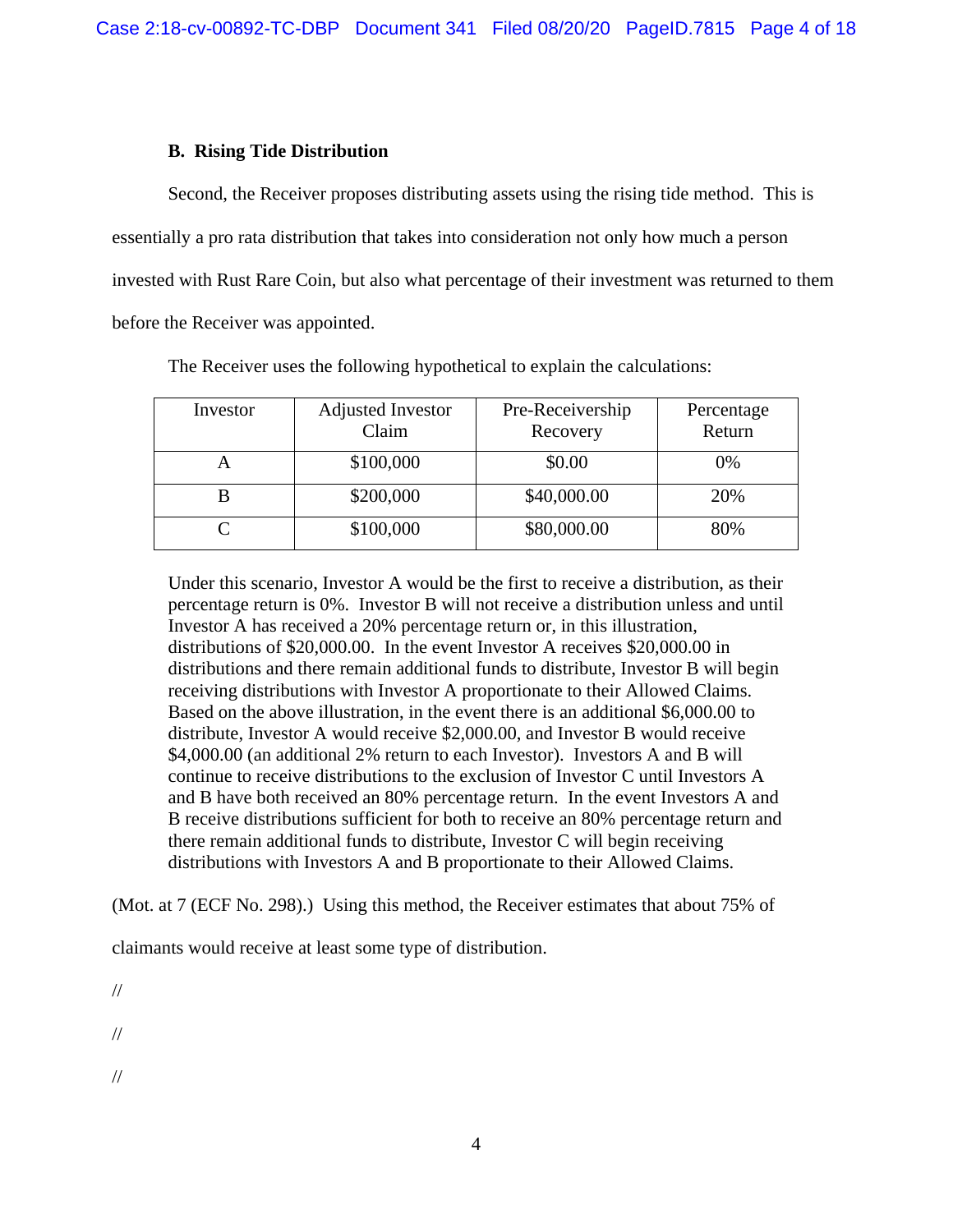### B. Rising Tide Distribution

Second, the Receiver proposes distributing assets using the rising tide method. This is essentially a pro rata distribution that takes into consideration not only how much a person invested with Rust Rare Coin, but also what percentage of their investment was returned to them before the Receiver was appointed.

The Receiver uses the following hypothetical to explain the calculations:

| Investor | Adjusted Investor Claim | Pre-Receivership Recovery | Percentage Return |
|---|---|---|---|
| A | $100,000 | $0.00 | 0% |
| B | $200,000 | $40,000.00 | 20% |
| C | $100,000 | $80,000.00 | 80% |

> Under this scenario, Investor A would be the first to receive a distribution, as their percentage return is 0%. Investor B will not receive a distribution unless and until Investor A has received a 20% percentage return or, in this illustration, distributions of $20,000.00. In the event Investor A receives $20,000.00 in distributions and there remain additional funds to distribute, Investor B will begin receiving distributions with Investor A proportionate to their Allowed Claims. Based on the above illustration, in the event there is an additional $6,000.00 to distribute, Investor A would receive $2,000.00, and Investor B would receive $4,000.00 (an additional 2% return to each Investor). Investors A and B will continue to receive distributions to the exclusion of Investor C until Investors A and B have both received an 80% percentage return. In the event Investors A and B receive distributions sufficient for both to receive an 80% percentage return and there remain additional funds to distribute, Investor C will begin receiving distributions with Investors A and B proportionate to their Allowed Claims.

(Mot. at 7 (ECF No. 298).) Using this method, the Receiver estimates that about 75% of claimants would receive at least some type of distribution.

//

//

//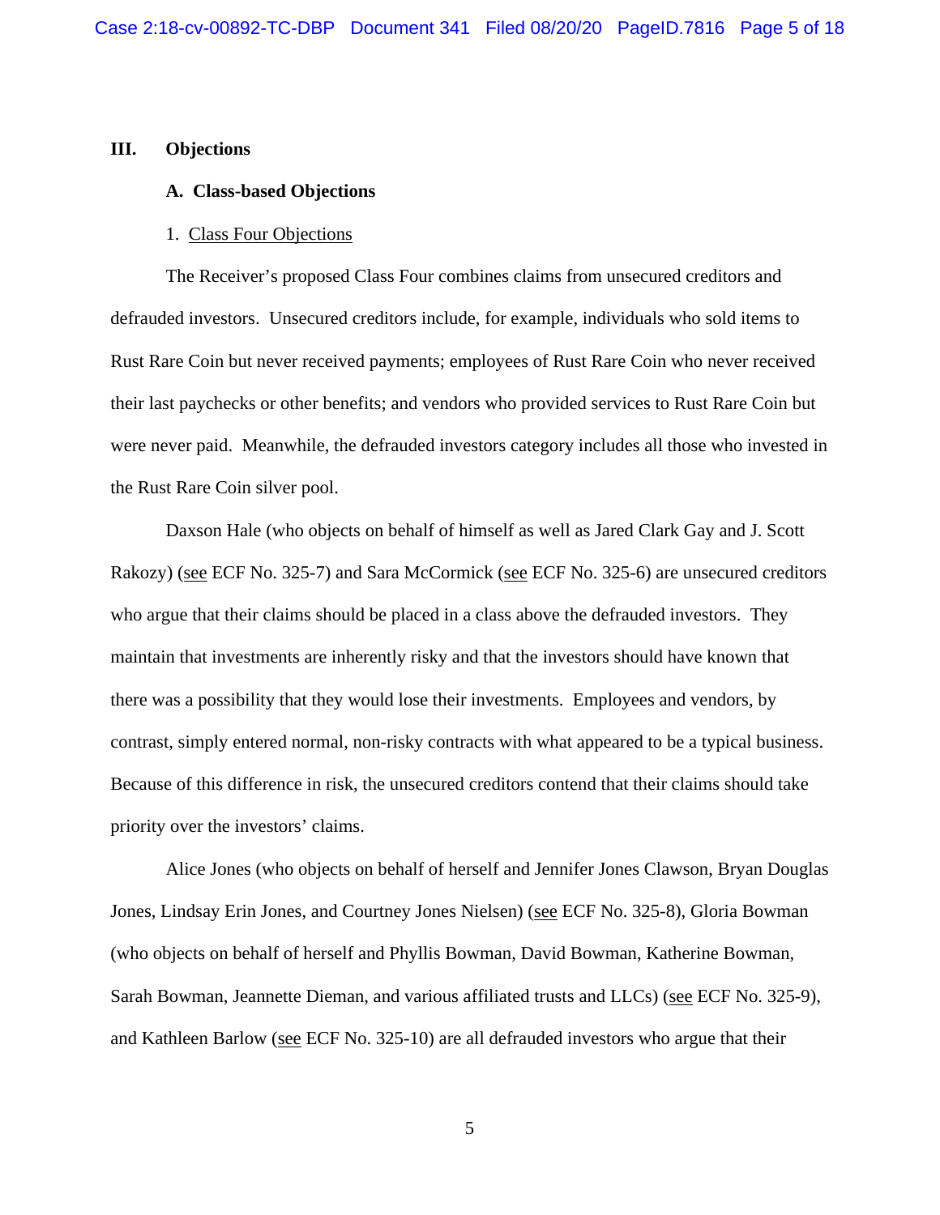## III. Objections

### A. Class-based Objections

1. Class Four Objections

The Receiver's proposed Class Four combines claims from unsecured creditors and defrauded investors. Unsecured creditors include, for example, individuals who sold items to Rust Rare Coin but never received payments; employees of Rust Rare Coin who never received their last paychecks or other benefits; and vendors who provided services to Rust Rare Coin but were never paid. Meanwhile, the defrauded investors category includes all those who invested in the Rust Rare Coin silver pool.

Daxson Hale (who objects on behalf of himself as well as Jared Clark Gay and J. Scott Rakozy) (see ECF No. 325-7) and Sara McCormick (see ECF No. 325-6) are unsecured creditors who argue that their claims should be placed in a class above the defrauded investors. They maintain that investments are inherently risky and that the investors should have known that there was a possibility that they would lose their investments. Employees and vendors, by contrast, simply entered normal, non-risky contracts with what appeared to be a typical business. Because of this difference in risk, the unsecured creditors contend that their claims should take priority over the investors' claims.

Alice Jones (who objects on behalf of herself and Jennifer Jones Clawson, Bryan Douglas Jones, Lindsay Erin Jones, and Courtney Jones Nielsen) (see ECF No. 325-8), Gloria Bowman (who objects on behalf of herself and Phyllis Bowman, David Bowman, Katherine Bowman, Sarah Bowman, Jeannette Dieman, and various affiliated trusts and LLCs) (see ECF No. 325-9), and Kathleen Barlow (see ECF No. 325-10) are all defrauded investors who argue that their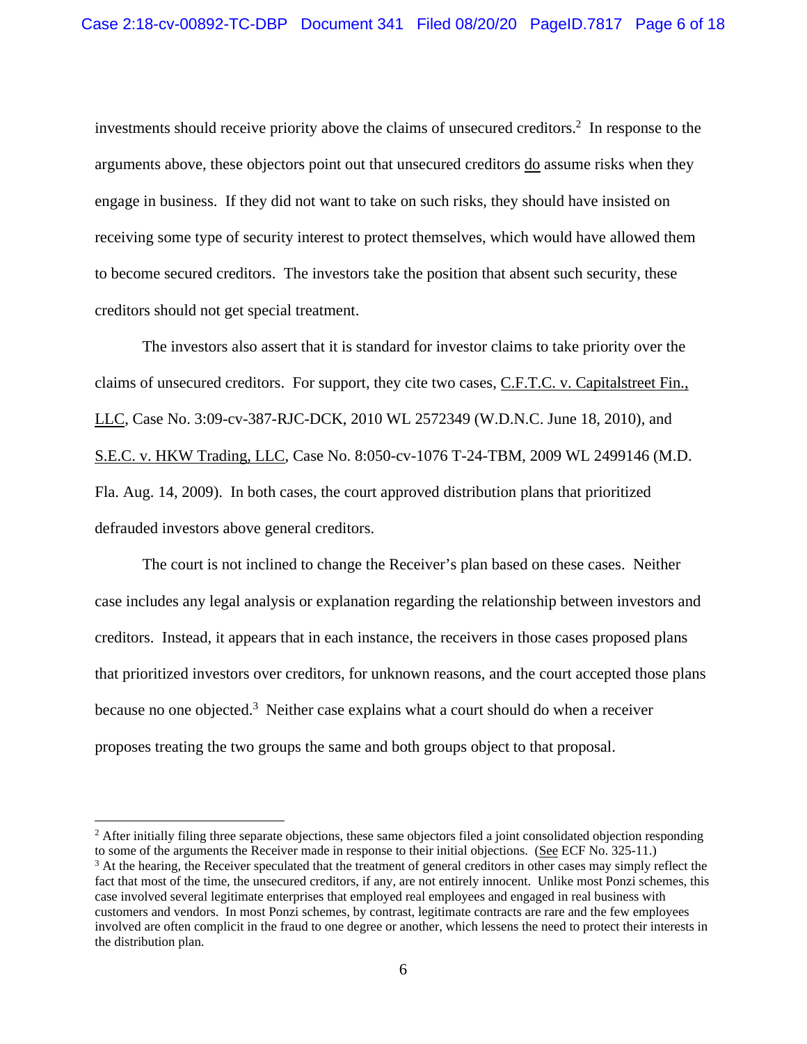investments should receive priority above the claims of unsecured creditors.[2] In response to the arguments above, these objectors point out that unsecured creditors do assume risks when they engage in business. If they did not want to take on such risks, they should have insisted on receiving some type of security interest to protect themselves, which would have allowed them to become secured creditors. The investors take the position that absent such security, these creditors should not get special treatment.

The investors also assert that it is standard for investor claims to take priority over the claims of unsecured creditors. For support, they cite two cases, C.F.T.C. v. Capitalstreet Fin., LLC, Case No. 3:09-cv-387-RJC-DCK, 2010 WL 2572349 (W.D.N.C. June 18, 2010), and S.E.C. v. HKW Trading, LLC, Case No. 8:050-cv-1076 T-24-TBM, 2009 WL 2499146 (M.D. Fla. Aug. 14, 2009). In both cases, the court approved distribution plans that prioritized defrauded investors above general creditors.

The court is not inclined to change the Receiver's plan based on these cases. Neither case includes any legal analysis or explanation regarding the relationship between investors and creditors. Instead, it appears that in each instance, the receivers in those cases proposed plans that prioritized investors over creditors, for unknown reasons, and the court accepted those plans because no one objected.[3] Neither case explains what a court should do when a receiver proposes treating the two groups the same and both groups object to that proposal.

---

[2] After initially filing three separate objections, these same objectors filed a joint consolidated objection responding to some of the arguments the Receiver made in response to their initial objections. (See ECF No. 325-11.)

[3] At the hearing, the Receiver speculated that the treatment of general creditors in other cases may simply reflect the fact that most of the time, the unsecured creditors, if any, are not entirely innocent. Unlike most Ponzi schemes, this case involved several legitimate enterprises that employed real employees and engaged in real business with customers and vendors. In most Ponzi schemes, by contrast, legitimate contracts are rare and the few employees involved are often complicit in the fraud to one degree or another, which lessens the need to protect their interests in the distribution plan.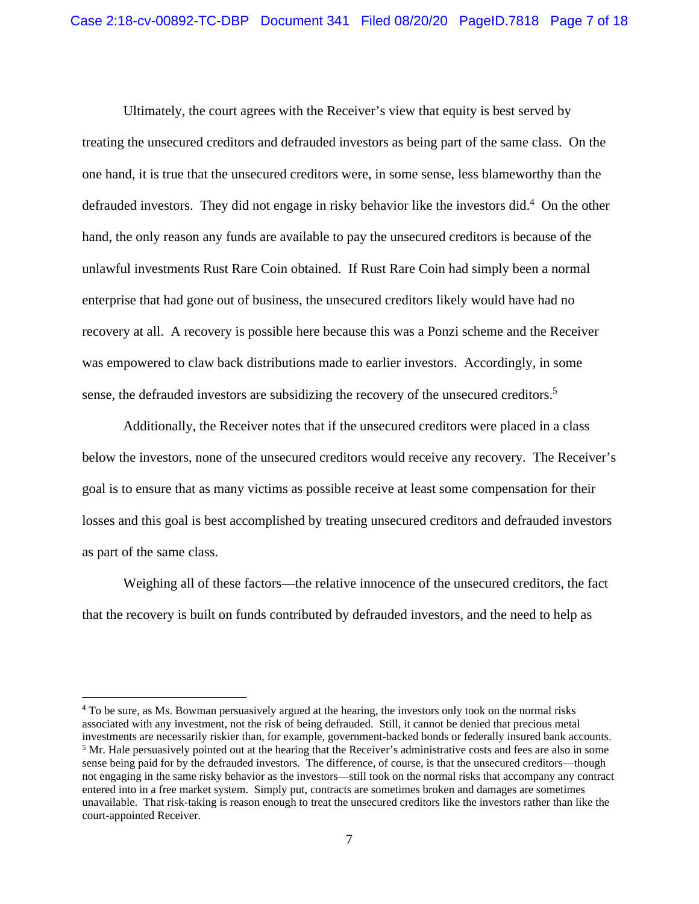Ultimately, the court agrees with the Receiver's view that equity is best served by treating the unsecured creditors and defrauded investors as being part of the same class. On the one hand, it is true that the unsecured creditors were, in some sense, less blameworthy than the defrauded investors. They did not engage in risky behavior like the investors did.[4] On the other hand, the only reason any funds are available to pay the unsecured creditors is because of the unlawful investments Rust Rare Coin obtained. If Rust Rare Coin had simply been a normal enterprise that had gone out of business, the unsecured creditors likely would have had no recovery at all. A recovery is possible here because this was a Ponzi scheme and the Receiver was empowered to claw back distributions made to earlier investors. Accordingly, in some sense, the defrauded investors are subsidizing the recovery of the unsecured creditors.[5]

Additionally, the Receiver notes that if the unsecured creditors were placed in a class below the investors, none of the unsecured creditors would receive any recovery. The Receiver's goal is to ensure that as many victims as possible receive at least some compensation for their losses and this goal is best accomplished by treating unsecured creditors and defrauded investors as part of the same class.

Weighing all of these factors—the relative innocence of the unsecured creditors, the fact that the recovery is built on funds contributed by defrauded investors, and the need to help as

---

[4] To be sure, as Ms. Bowman persuasively argued at the hearing, the investors only took on the normal risks associated with any investment, not the risk of being defrauded. Still, it cannot be denied that precious metal investments are necessarily riskier than, for example, government-backed bonds or federally insured bank accounts.

[5] Mr. Hale persuasively pointed out at the hearing that the Receiver's administrative costs and fees are also in some sense being paid for by the defrauded investors. The difference, of course, is that the unsecured creditors—though not engaging in the same risky behavior as the investors—still took on the normal risks that accompany any contract entered into in a free market system. Simply put, contracts are sometimes broken and damages are sometimes unavailable. That risk-taking is reason enough to treat the unsecured creditors like the investors rather than like the court-appointed Receiver.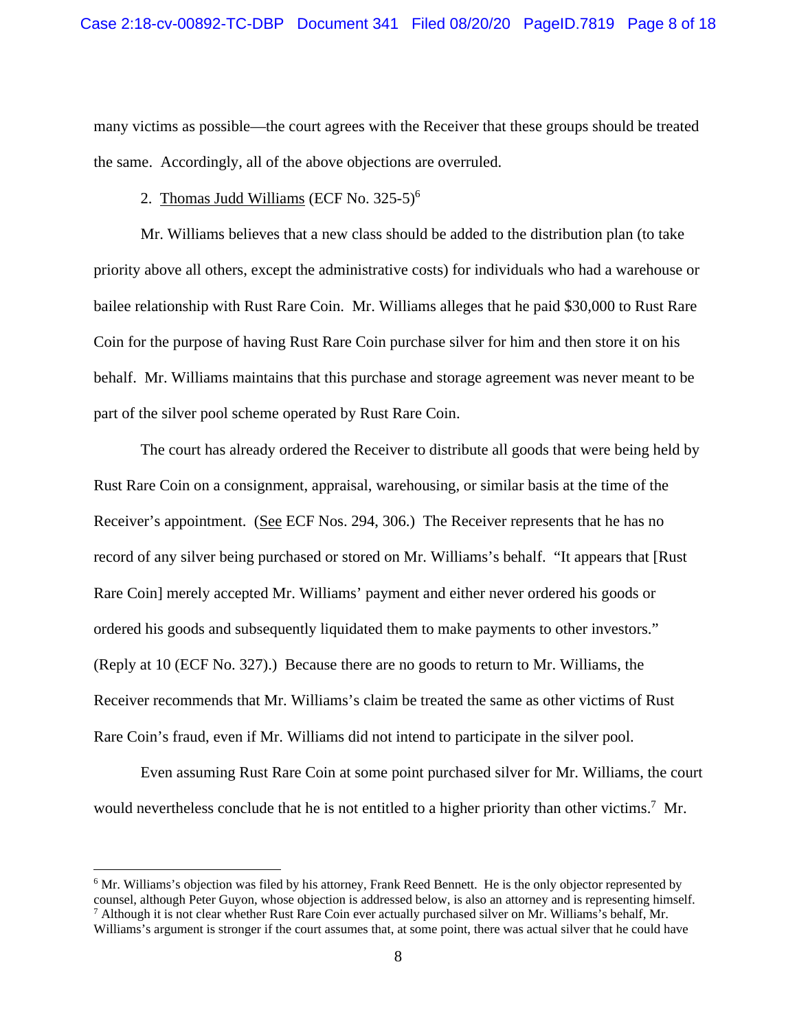many victims as possible—the court agrees with the Receiver that these groups should be treated the same. Accordingly, all of the above objections are overruled.

2. Thomas Judd Williams (ECF No. 325-5)[6]

Mr. Williams believes that a new class should be added to the distribution plan (to take priority above all others, except the administrative costs) for individuals who had a warehouse or bailee relationship with Rust Rare Coin. Mr. Williams alleges that he paid $30,000 to Rust Rare Coin for the purpose of having Rust Rare Coin purchase silver for him and then store it on his behalf. Mr. Williams maintains that this purchase and storage agreement was never meant to be part of the silver pool scheme operated by Rust Rare Coin.

The court has already ordered the Receiver to distribute all goods that were being held by Rust Rare Coin on a consignment, appraisal, warehousing, or similar basis at the time of the Receiver's appointment. (See ECF Nos. 294, 306.) The Receiver represents that he has no record of any silver being purchased or stored on Mr. Williams's behalf. "It appears that [Rust Rare Coin] merely accepted Mr. Williams' payment and either never ordered his goods or ordered his goods and subsequently liquidated them to make payments to other investors." (Reply at 10 (ECF No. 327).) Because there are no goods to return to Mr. Williams, the Receiver recommends that Mr. Williams's claim be treated the same as other victims of Rust Rare Coin's fraud, even if Mr. Williams did not intend to participate in the silver pool.

Even assuming Rust Rare Coin at some point purchased silver for Mr. Williams, the court would nevertheless conclude that he is not entitled to a higher priority than other victims.[7] Mr.

---

[6] Mr. Williams's objection was filed by his attorney, Frank Reed Bennett. He is the only objector represented by counsel, although Peter Guyon, whose objection is addressed below, is also an attorney and is representing himself.

[7] Although it is not clear whether Rust Rare Coin ever actually purchased silver on Mr. Williams's behalf, Mr. Williams's argument is stronger if the court assumes that, at some point, there was actual silver that he could have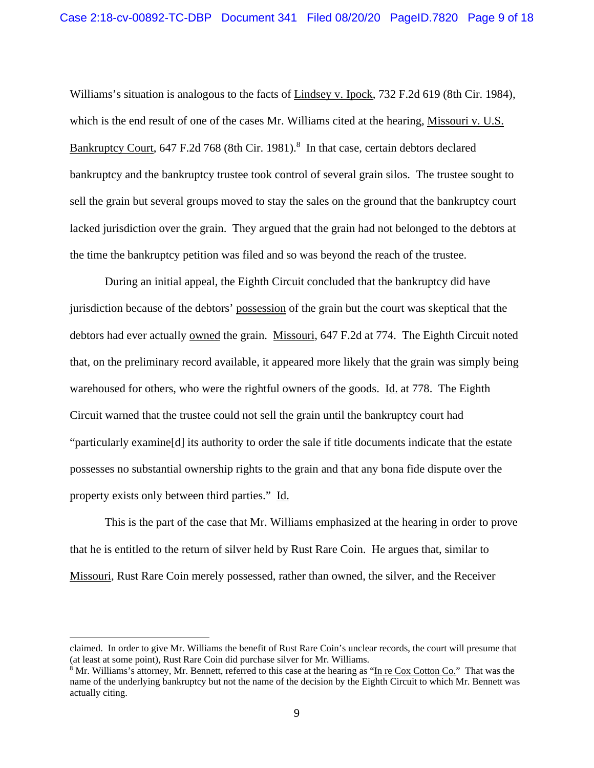Williams's situation is analogous to the facts of <u>Lindsey v. Ipock</u>, 732 F.2d 619 (8th Cir. 1984), which is the end result of one of the cases Mr. Williams cited at the hearing, <u>Missouri v. U.S. Bankruptcy Court</u>, 647 F.2d 768 (8th Cir. 1981).[8] In that case, certain debtors declared bankruptcy and the bankruptcy trustee took control of several grain silos. The trustee sought to sell the grain but several groups moved to stay the sales on the ground that the bankruptcy court lacked jurisdiction over the grain. They argued that the grain had not belonged to the debtors at the time the bankruptcy petition was filed and so was beyond the reach of the trustee.

During an initial appeal, the Eighth Circuit concluded that the bankruptcy did have jurisdiction because of the debtors' <u>possession</u> of the grain but the court was skeptical that the debtors had ever actually <u>owned</u> the grain. <u>Missouri</u>, 647 F.2d at 774. The Eighth Circuit noted that, on the preliminary record available, it appeared more likely that the grain was simply being warehoused for others, who were the rightful owners of the goods. <u>Id.</u> at 778. The Eighth Circuit warned that the trustee could not sell the grain until the bankruptcy court had "particularly examine[d] its authority to order the sale if title documents indicate that the estate possesses no substantial ownership rights to the grain and that any bona fide dispute over the property exists only between third parties." <u>Id.</u>

This is the part of the case that Mr. Williams emphasized at the hearing in order to prove that he is entitled to the return of silver held by Rust Rare Coin. He argues that, similar to <u>Missouri</u>, Rust Rare Coin merely possessed, rather than owned, the silver, and the Receiver

---

claimed. In order to give Mr. Williams the benefit of Rust Rare Coin's unclear records, the court will presume that (at least at some point), Rust Rare Coin did purchase silver for Mr. Williams.

[8] Mr. Williams's attorney, Mr. Bennett, referred to this case at the hearing as "<u>In re Cox Cotton Co.</u>" That was the name of the underlying bankruptcy but not the name of the decision by the Eighth Circuit to which Mr. Bennett was actually citing.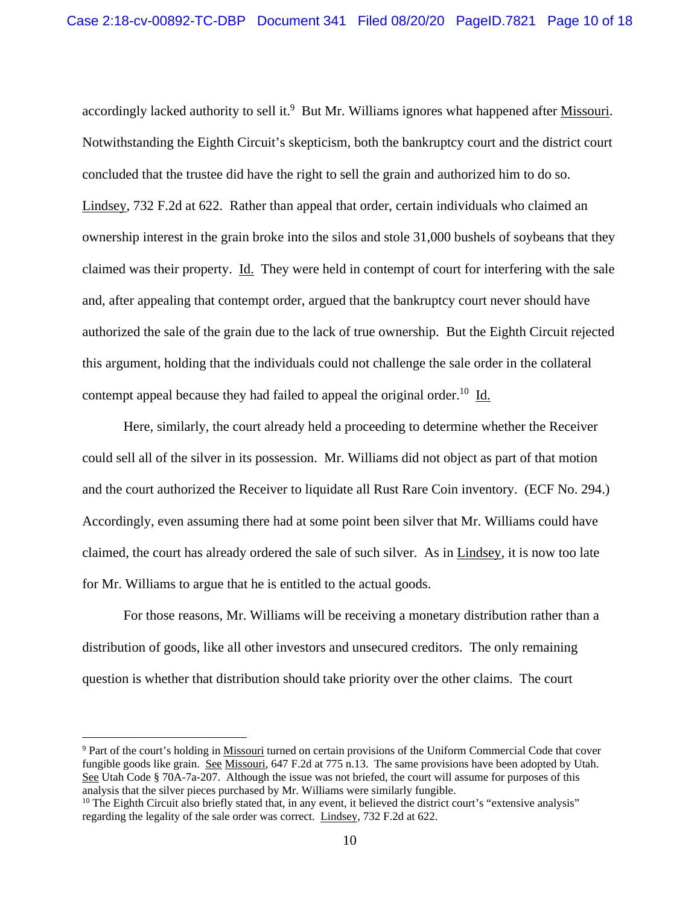accordingly lacked authority to sell it.[9] But Mr. Williams ignores what happened after Missouri. Notwithstanding the Eighth Circuit's skepticism, both the bankruptcy court and the district court concluded that the trustee did have the right to sell the grain and authorized him to do so. Lindsey, 732 F.2d at 622. Rather than appeal that order, certain individuals who claimed an ownership interest in the grain broke into the silos and stole 31,000 bushels of soybeans that they claimed was their property. Id. They were held in contempt of court for interfering with the sale and, after appealing that contempt order, argued that the bankruptcy court never should have authorized the sale of the grain due to the lack of true ownership. But the Eighth Circuit rejected this argument, holding that the individuals could not challenge the sale order in the collateral contempt appeal because they had failed to appeal the original order.[10] Id.

Here, similarly, the court already held a proceeding to determine whether the Receiver could sell all of the silver in its possession. Mr. Williams did not object as part of that motion and the court authorized the Receiver to liquidate all Rust Rare Coin inventory. (ECF No. 294.) Accordingly, even assuming there had at some point been silver that Mr. Williams could have claimed, the court has already ordered the sale of such silver. As in Lindsey, it is now too late for Mr. Williams to argue that he is entitled to the actual goods.

For those reasons, Mr. Williams will be receiving a monetary distribution rather than a distribution of goods, like all other investors and unsecured creditors. The only remaining question is whether that distribution should take priority over the other claims. The court

---

[9] Part of the court's holding in Missouri turned on certain provisions of the Uniform Commercial Code that cover fungible goods like grain. See Missouri, 647 F.2d at 775 n.13. The same provisions have been adopted by Utah. See Utah Code § 70A-7a-207. Although the issue was not briefed, the court will assume for purposes of this analysis that the silver pieces purchased by Mr. Williams were similarly fungible.

[10] The Eighth Circuit also briefly stated that, in any event, it believed the district court's "extensive analysis" regarding the legality of the sale order was correct. Lindsey, 732 F.2d at 622.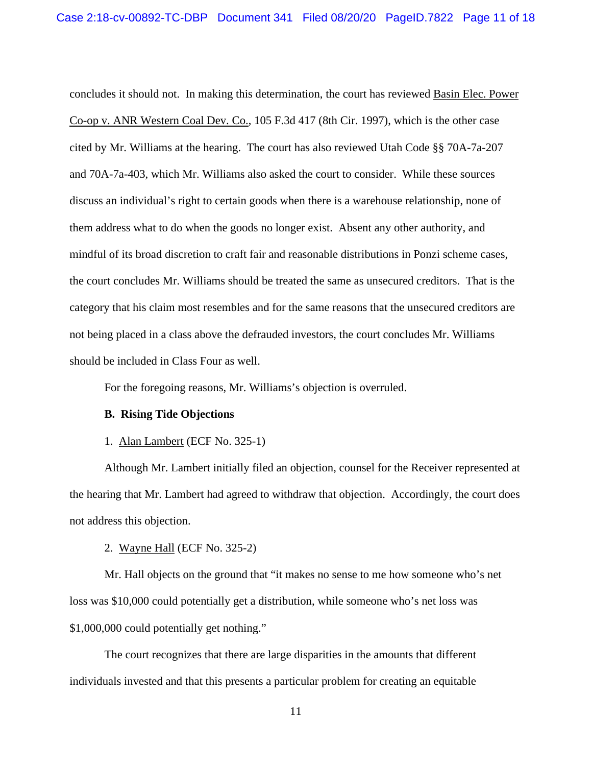concludes it should not. In making this determination, the court has reviewed Basin Elec. Power Co-op v. ANR Western Coal Dev. Co., 105 F.3d 417 (8th Cir. 1997), which is the other case cited by Mr. Williams at the hearing. The court has also reviewed Utah Code §§ 70A-7a-207 and 70A-7a-403, which Mr. Williams also asked the court to consider. While these sources discuss an individual's right to certain goods when there is a warehouse relationship, none of them address what to do when the goods no longer exist. Absent any other authority, and mindful of its broad discretion to craft fair and reasonable distributions in Ponzi scheme cases, the court concludes Mr. Williams should be treated the same as unsecured creditors. That is the category that his claim most resembles and for the same reasons that the unsecured creditors are not being placed in a class above the defrauded investors, the court concludes Mr. Williams should be included in Class Four as well.

For the foregoing reasons, Mr. Williams's objection is overruled.

**B. Rising Tide Objections**

1. Alan Lambert (ECF No. 325-1)

Although Mr. Lambert initially filed an objection, counsel for the Receiver represented at the hearing that Mr. Lambert had agreed to withdraw that objection. Accordingly, the court does not address this objection.

2. Wayne Hall (ECF No. 325-2)

Mr. Hall objects on the ground that "it makes no sense to me how someone who's net loss was $10,000 could potentially get a distribution, while someone who's net loss was $1,000,000 could potentially get nothing."

The court recognizes that there are large disparities in the amounts that different individuals invested and that this presents a particular problem for creating an equitable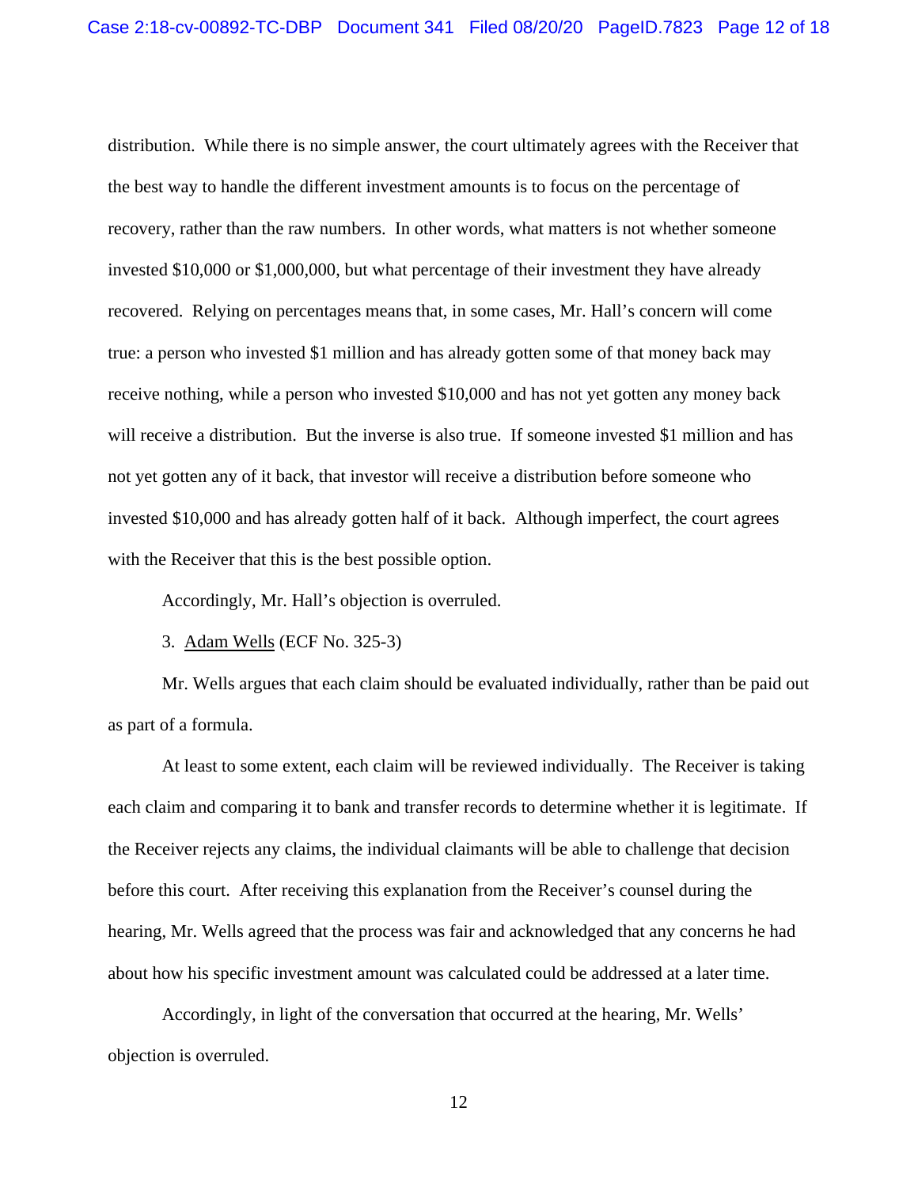distribution. While there is no simple answer, the court ultimately agrees with the Receiver that the best way to handle the different investment amounts is to focus on the percentage of recovery, rather than the raw numbers. In other words, what matters is not whether someone invested $10,000 or $1,000,000, but what percentage of their investment they have already recovered. Relying on percentages means that, in some cases, Mr. Hall's concern will come true: a person who invested $1 million and has already gotten some of that money back may receive nothing, while a person who invested $10,000 and has not yet gotten any money back will receive a distribution. But the inverse is also true. If someone invested $1 million and has not yet gotten any of it back, that investor will receive a distribution before someone who invested $10,000 and has already gotten half of it back. Although imperfect, the court agrees with the Receiver that this is the best possible option.

Accordingly, Mr. Hall's objection is overruled.

3. <u>Adam Wells</u> (ECF No. 325-3)

Mr. Wells argues that each claim should be evaluated individually, rather than be paid out as part of a formula.

At least to some extent, each claim will be reviewed individually. The Receiver is taking each claim and comparing it to bank and transfer records to determine whether it is legitimate. If the Receiver rejects any claims, the individual claimants will be able to challenge that decision before this court. After receiving this explanation from the Receiver's counsel during the hearing, Mr. Wells agreed that the process was fair and acknowledged that any concerns he had about how his specific investment amount was calculated could be addressed at a later time.

Accordingly, in light of the conversation that occurred at the hearing, Mr. Wells' objection is overruled.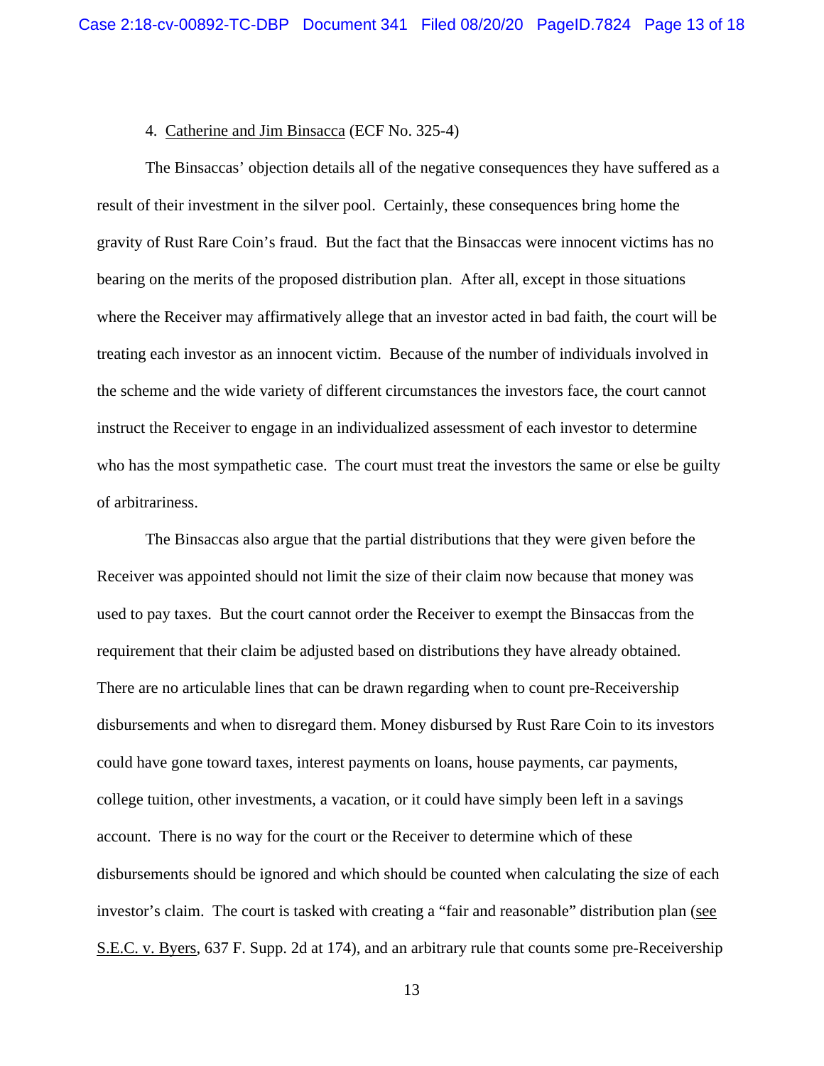4. Catherine and Jim Binsacca (ECF No. 325-4)

The Binsaccas' objection details all of the negative consequences they have suffered as a result of their investment in the silver pool. Certainly, these consequences bring home the gravity of Rust Rare Coin's fraud. But the fact that the Binsaccas were innocent victims has no bearing on the merits of the proposed distribution plan. After all, except in those situations where the Receiver may affirmatively allege that an investor acted in bad faith, the court will be treating each investor as an innocent victim. Because of the number of individuals involved in the scheme and the wide variety of different circumstances the investors face, the court cannot instruct the Receiver to engage in an individualized assessment of each investor to determine who has the most sympathetic case. The court must treat the investors the same or else be guilty of arbitrariness.

The Binsaccas also argue that the partial distributions that they were given before the Receiver was appointed should not limit the size of their claim now because that money was used to pay taxes. But the court cannot order the Receiver to exempt the Binsaccas from the requirement that their claim be adjusted based on distributions they have already obtained. There are no articulable lines that can be drawn regarding when to count pre-Receivership disbursements and when to disregard them. Money disbursed by Rust Rare Coin to its investors could have gone toward taxes, interest payments on loans, house payments, car payments, college tuition, other investments, a vacation, or it could have simply been left in a savings account. There is no way for the court or the Receiver to determine which of these disbursements should be ignored and which should be counted when calculating the size of each investor's claim. The court is tasked with creating a "fair and reasonable" distribution plan (see S.E.C. v. Byers, 637 F. Supp. 2d at 174), and an arbitrary rule that counts some pre-Receivership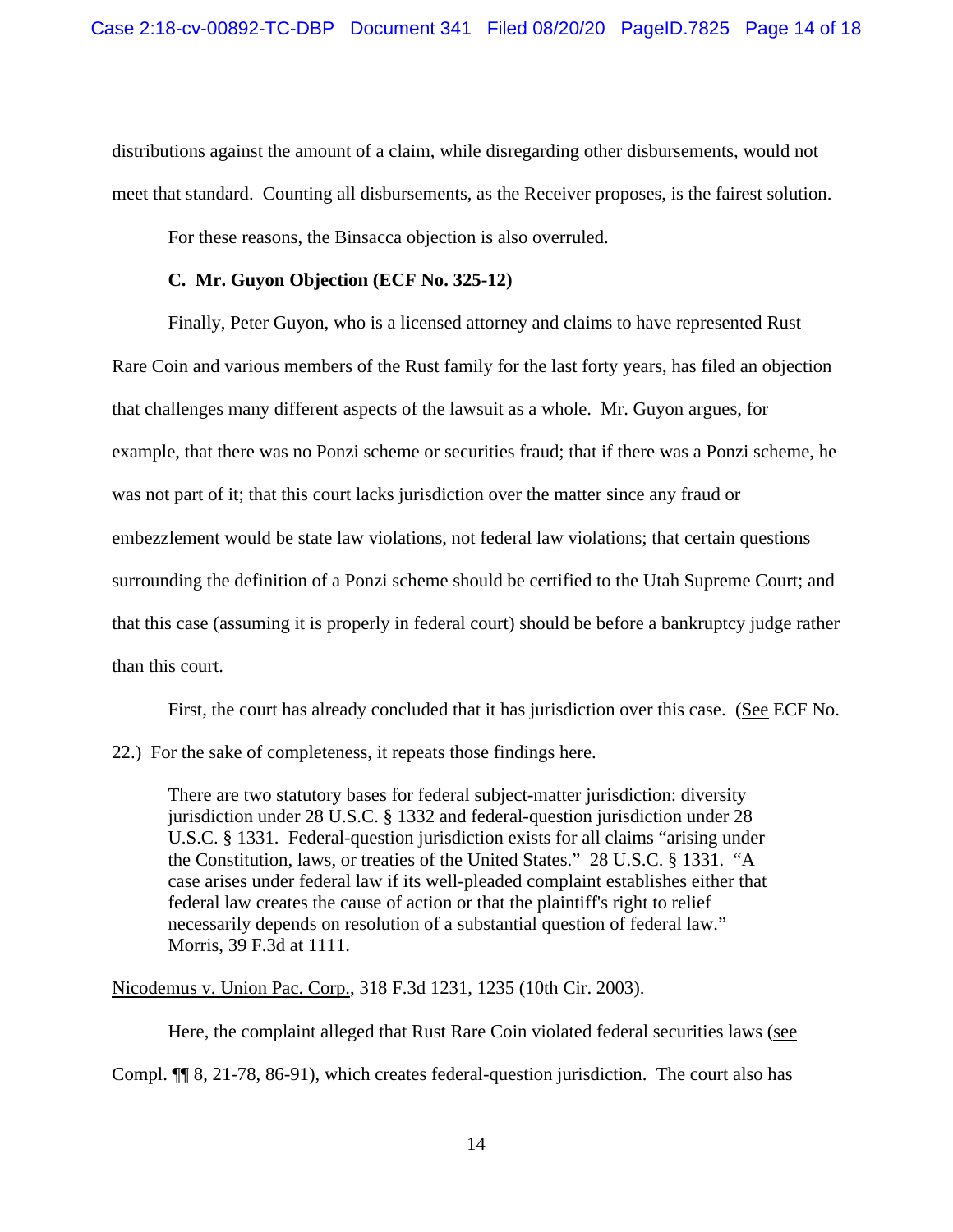distributions against the amount of a claim, while disregarding other disbursements, would not meet that standard. Counting all disbursements, as the Receiver proposes, is the fairest solution.

For these reasons, the Binsacca objection is also overruled.

**C. Mr. Guyon Objection (ECF No. 325-12)**

Finally, Peter Guyon, who is a licensed attorney and claims to have represented Rust Rare Coin and various members of the Rust family for the last forty years, has filed an objection that challenges many different aspects of the lawsuit as a whole. Mr. Guyon argues, for example, that there was no Ponzi scheme or securities fraud; that if there was a Ponzi scheme, he was not part of it; that this court lacks jurisdiction over the matter since any fraud or embezzlement would be state law violations, not federal law violations; that certain questions surrounding the definition of a Ponzi scheme should be certified to the Utah Supreme Court; and that this case (assuming it is properly in federal court) should be before a bankruptcy judge rather than this court.

First, the court has already concluded that it has jurisdiction over this case. (See ECF No. 22.) For the sake of completeness, it repeats those findings here.

> There are two statutory bases for federal subject-matter jurisdiction: diversity jurisdiction under 28 U.S.C. § 1332 and federal-question jurisdiction under 28 U.S.C. § 1331. Federal-question jurisdiction exists for all claims "arising under the Constitution, laws, or treaties of the United States." 28 U.S.C. § 1331. "A case arises under federal law if its well-pleaded complaint establishes either that federal law creates the cause of action or that the plaintiff's right to relief necessarily depends on resolution of a substantial question of federal law." Morris, 39 F.3d at 1111.

Nicodemus v. Union Pac. Corp., 318 F.3d 1231, 1235 (10th Cir. 2003).

Here, the complaint alleged that Rust Rare Coin violated federal securities laws (see Compl. ¶¶ 8, 21-78, 86-91), which creates federal-question jurisdiction. The court also has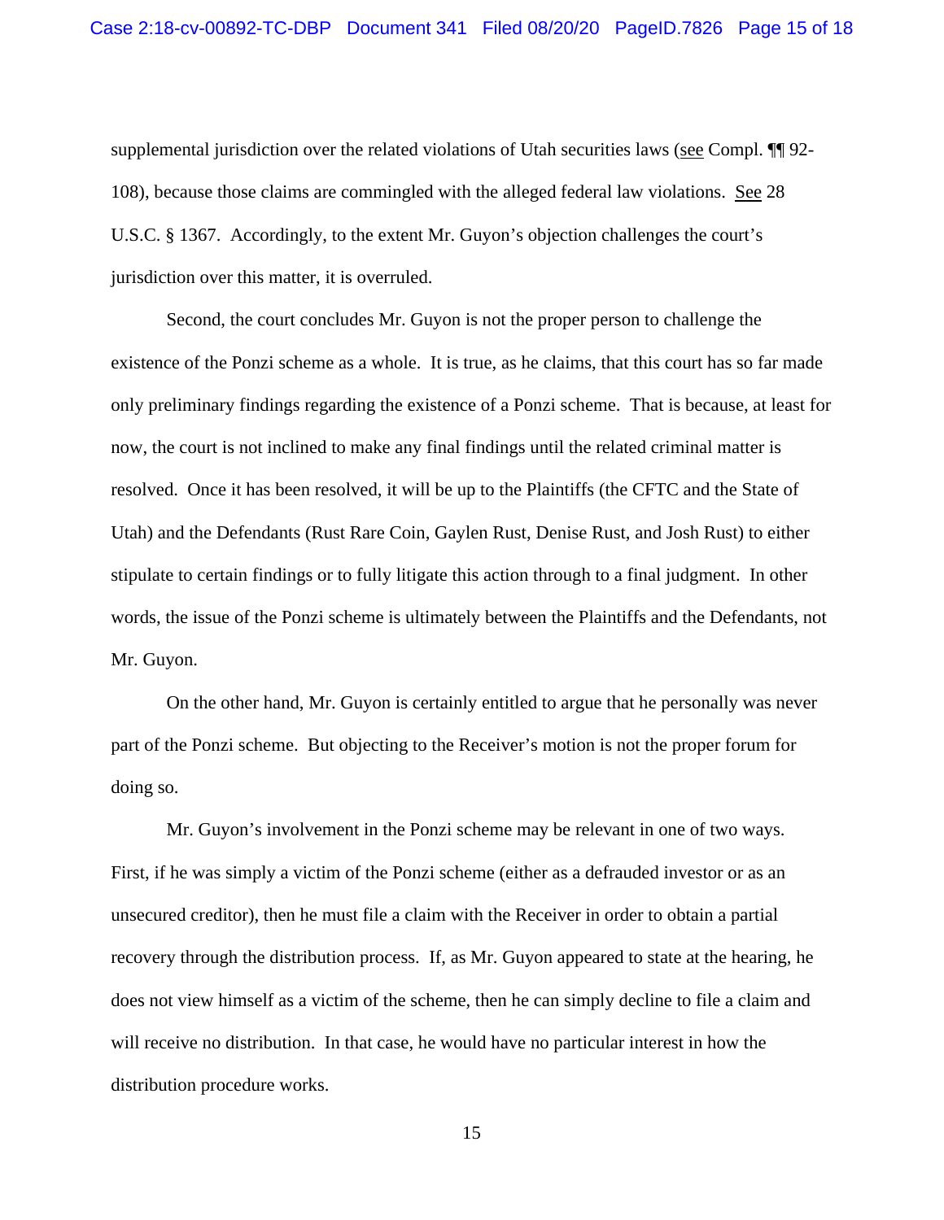supplemental jurisdiction over the related violations of Utah securities laws (see Compl. ¶¶ 92-108), because those claims are commingled with the alleged federal law violations. See 28 U.S.C. § 1367. Accordingly, to the extent Mr. Guyon's objection challenges the court's jurisdiction over this matter, it is overruled.

Second, the court concludes Mr. Guyon is not the proper person to challenge the existence of the Ponzi scheme as a whole. It is true, as he claims, that this court has so far made only preliminary findings regarding the existence of a Ponzi scheme. That is because, at least for now, the court is not inclined to make any final findings until the related criminal matter is resolved. Once it has been resolved, it will be up to the Plaintiffs (the CFTC and the State of Utah) and the Defendants (Rust Rare Coin, Gaylen Rust, Denise Rust, and Josh Rust) to either stipulate to certain findings or to fully litigate this action through to a final judgment. In other words, the issue of the Ponzi scheme is ultimately between the Plaintiffs and the Defendants, not Mr. Guyon.

On the other hand, Mr. Guyon is certainly entitled to argue that he personally was never part of the Ponzi scheme. But objecting to the Receiver's motion is not the proper forum for doing so.

Mr. Guyon's involvement in the Ponzi scheme may be relevant in one of two ways. First, if he was simply a victim of the Ponzi scheme (either as a defrauded investor or as an unsecured creditor), then he must file a claim with the Receiver in order to obtain a partial recovery through the distribution process. If, as Mr. Guyon appeared to state at the hearing, he does not view himself as a victim of the scheme, then he can simply decline to file a claim and will receive no distribution. In that case, he would have no particular interest in how the distribution procedure works.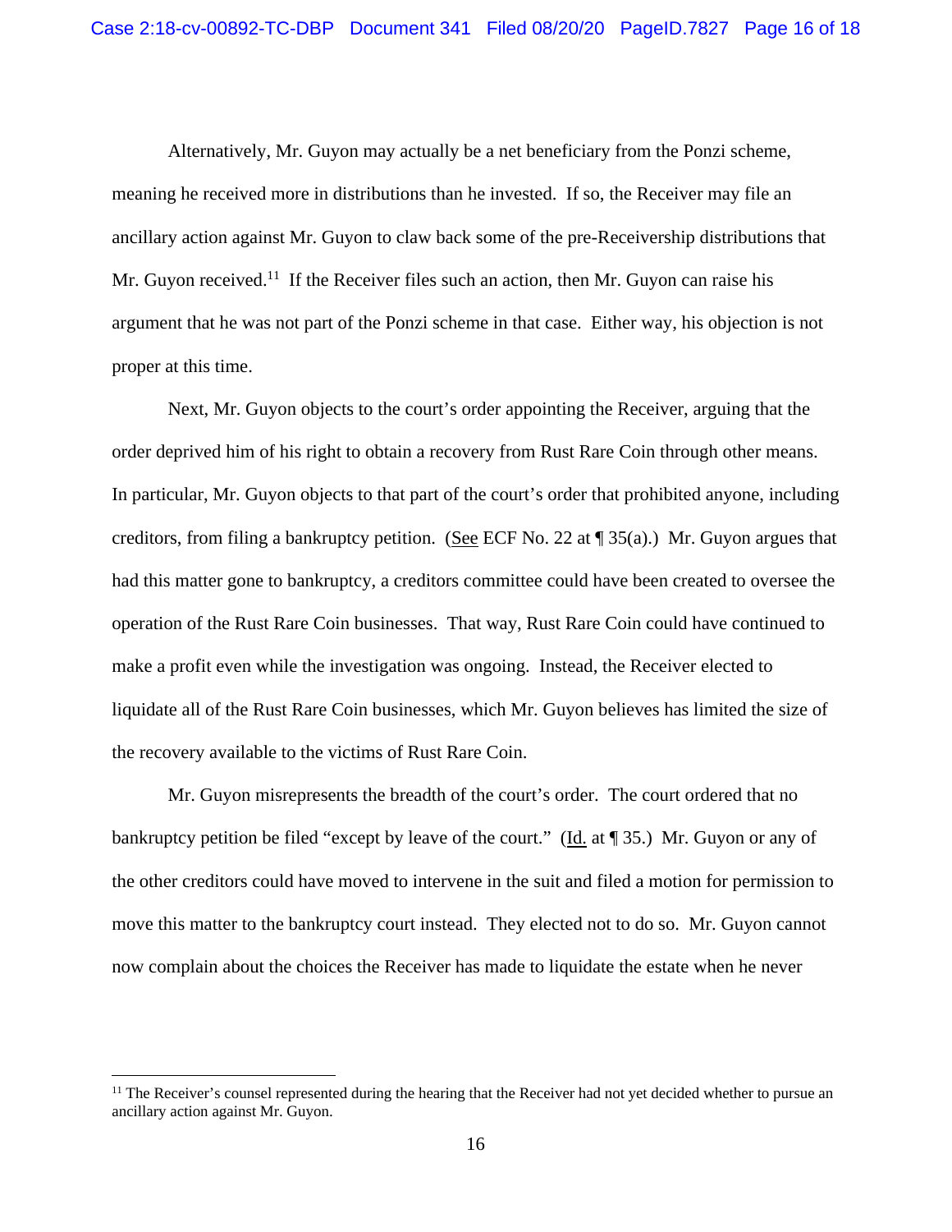Alternatively, Mr. Guyon may actually be a net beneficiary from the Ponzi scheme, meaning he received more in distributions than he invested. If so, the Receiver may file an ancillary action against Mr. Guyon to claw back some of the pre-Receivership distributions that Mr. Guyon received.[11] If the Receiver files such an action, then Mr. Guyon can raise his argument that he was not part of the Ponzi scheme in that case. Either way, his objection is not proper at this time.

Next, Mr. Guyon objects to the court's order appointing the Receiver, arguing that the order deprived him of his right to obtain a recovery from Rust Rare Coin through other means. In particular, Mr. Guyon objects to that part of the court's order that prohibited anyone, including creditors, from filing a bankruptcy petition. (See ECF No. 22 at ¶ 35(a).) Mr. Guyon argues that had this matter gone to bankruptcy, a creditors committee could have been created to oversee the operation of the Rust Rare Coin businesses. That way, Rust Rare Coin could have continued to make a profit even while the investigation was ongoing. Instead, the Receiver elected to liquidate all of the Rust Rare Coin businesses, which Mr. Guyon believes has limited the size of the recovery available to the victims of Rust Rare Coin.

Mr. Guyon misrepresents the breadth of the court's order. The court ordered that no bankruptcy petition be filed "except by leave of the court." (Id. at ¶ 35.) Mr. Guyon or any of the other creditors could have moved to intervene in the suit and filed a motion for permission to move this matter to the bankruptcy court instead. They elected not to do so. Mr. Guyon cannot now complain about the choices the Receiver has made to liquidate the estate when he never

---

[11] The Receiver's counsel represented during the hearing that the Receiver had not yet decided whether to pursue an ancillary action against Mr. Guyon.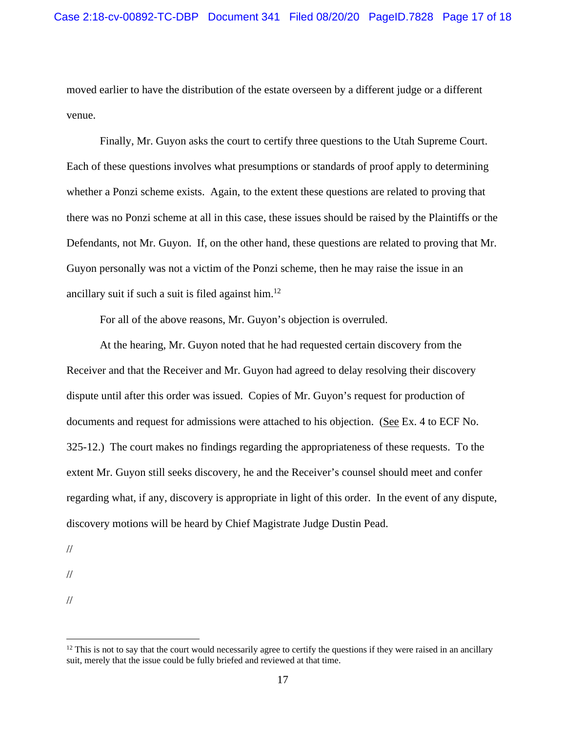moved earlier to have the distribution of the estate overseen by a different judge or a different venue.

Finally, Mr. Guyon asks the court to certify three questions to the Utah Supreme Court. Each of these questions involves what presumptions or standards of proof apply to determining whether a Ponzi scheme exists. Again, to the extent these questions are related to proving that there was no Ponzi scheme at all in this case, these issues should be raised by the Plaintiffs or the Defendants, not Mr. Guyon. If, on the other hand, these questions are related to proving that Mr. Guyon personally was not a victim of the Ponzi scheme, then he may raise the issue in an ancillary suit if such a suit is filed against him.[12]

For all of the above reasons, Mr. Guyon's objection is overruled.

At the hearing, Mr. Guyon noted that he had requested certain discovery from the Receiver and that the Receiver and Mr. Guyon had agreed to delay resolving their discovery dispute until after this order was issued. Copies of Mr. Guyon's request for production of documents and request for admissions were attached to his objection. (See Ex. 4 to ECF No. 325-12.) The court makes no findings regarding the appropriateness of these requests. To the extent Mr. Guyon still seeks discovery, he and the Receiver's counsel should meet and confer regarding what, if any, discovery is appropriate in light of this order. In the event of any dispute, discovery motions will be heard by Chief Magistrate Judge Dustin Pead.

//

//

//

---

[12] This is not to say that the court would necessarily agree to certify the questions if they were raised in an ancillary suit, merely that the issue could be fully briefed and reviewed at that time.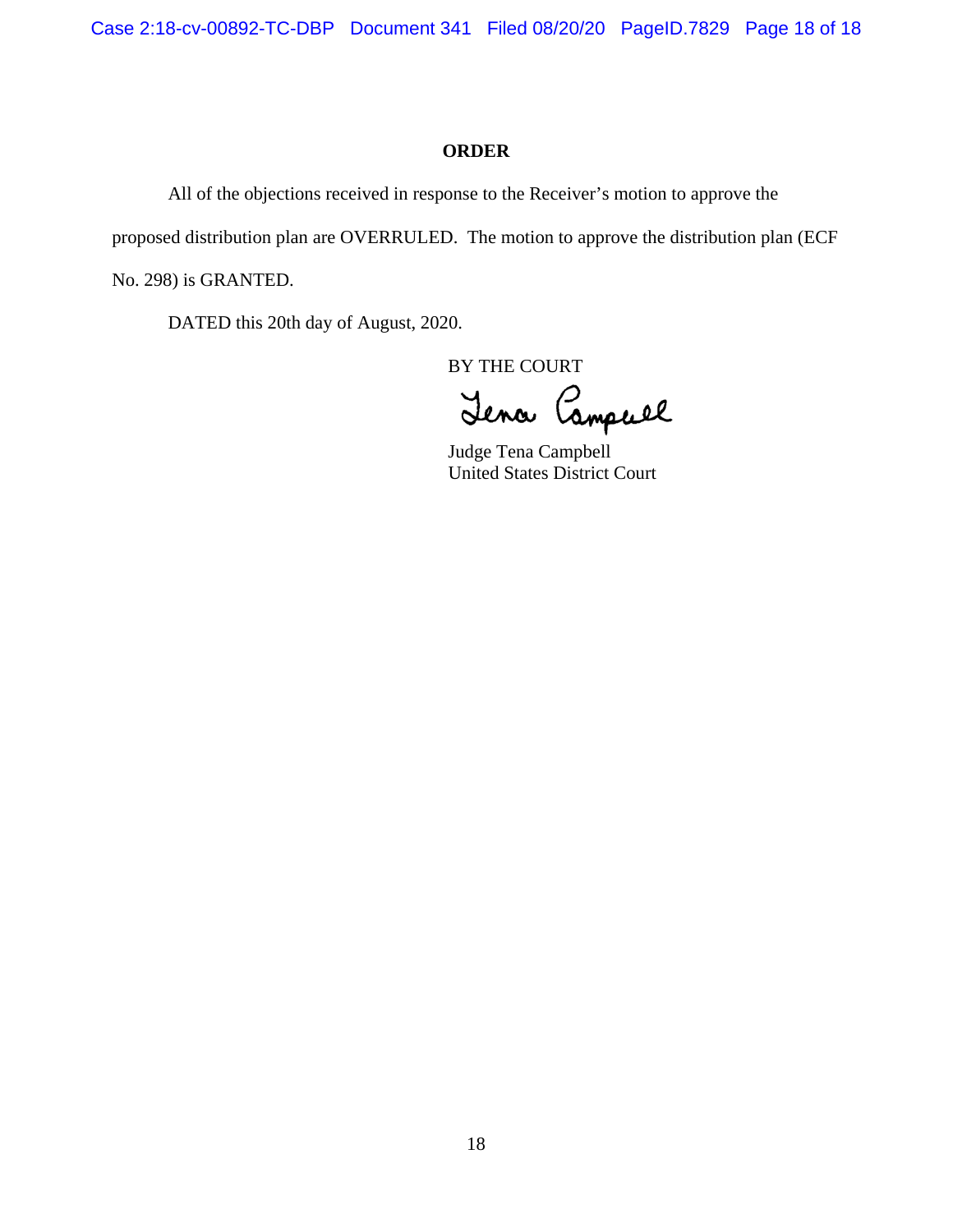**ORDER**

All of the objections received in response to the Receiver's motion to approve the proposed distribution plan are OVERRULED. The motion to approve the distribution plan (ECF No. 298) is GRANTED.

DATED this 20th day of August, 2020.

BY THE COURT

Judge Tena Campbell
United States District Court